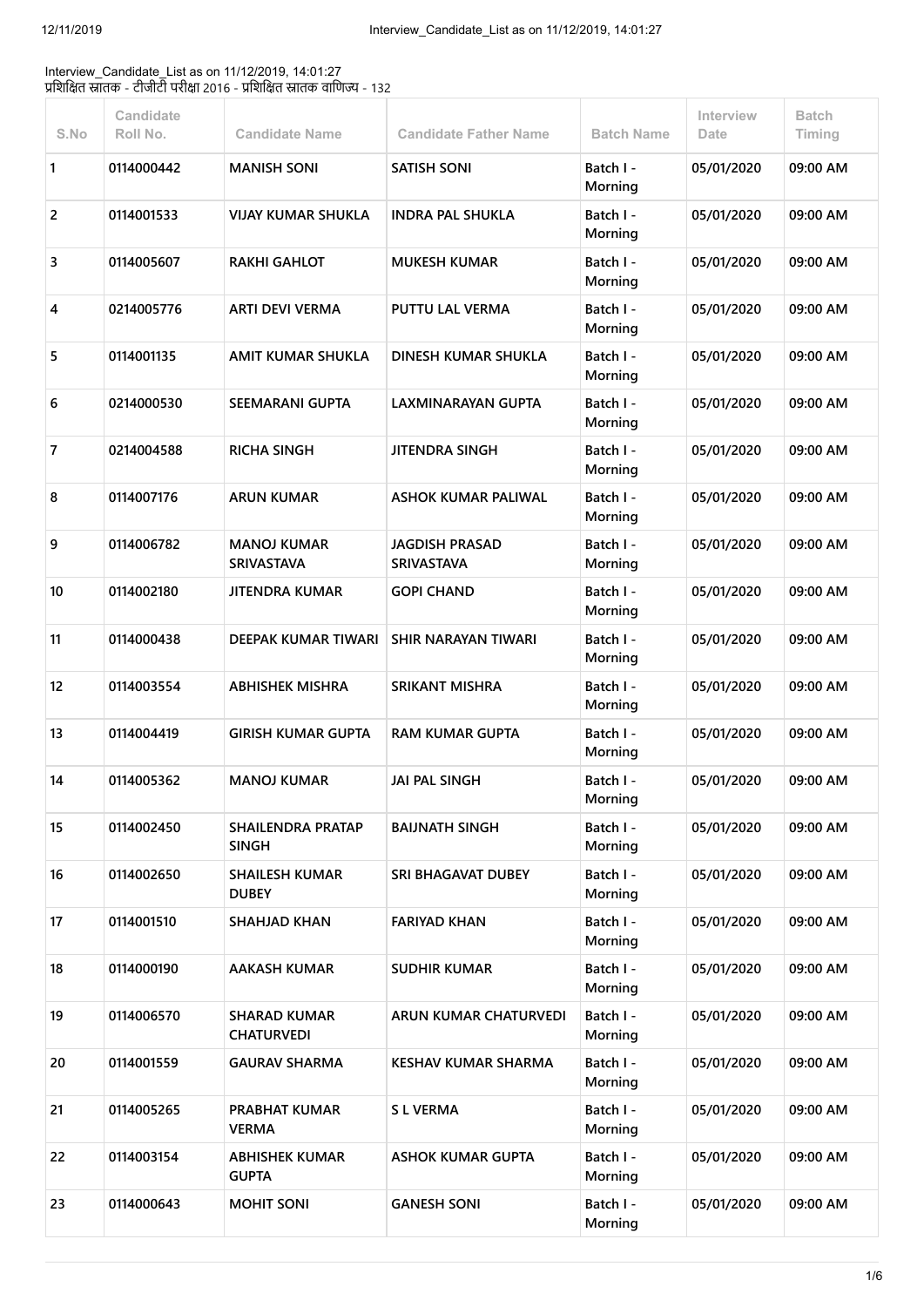Interview_Candidate_List as on 11/12/2019, 14:01:27
प्रशिक्षित स्नातक - टीजीटी परीक्षा 2016 - प्रशिक्षित स्नातक वाणिज्य - 132

| S.No | Candidate Roll No. | Candidate Name | Candidate Father Name | Batch Name | Interview Date | Batch Timing |
|---|---|---|---|---|---|---|
| 1 | 0114000442 | MANISH SONI | SATISH SONI | Batch I - Morning | 05/01/2020 | 09:00 AM |
| 2 | 0114001533 | VIJAY KUMAR SHUKLA | INDRA PAL SHUKLA | Batch I - Morning | 05/01/2020 | 09:00 AM |
| 3 | 0114005607 | RAKHI GAHLOT | MUKESH KUMAR | Batch I - Morning | 05/01/2020 | 09:00 AM |
| 4 | 0214005776 | ARTI DEVI VERMA | PUTTU LAL VERMA | Batch I - Morning | 05/01/2020 | 09:00 AM |
| 5 | 0114001135 | AMIT KUMAR SHUKLA | DINESH KUMAR SHUKLA | Batch I - Morning | 05/01/2020 | 09:00 AM |
| 6 | 0214000530 | SEEMARANI GUPTA | LAXMINARAYAN GUPTA | Batch I - Morning | 05/01/2020 | 09:00 AM |
| 7 | 0214004588 | RICHA SINGH | JITENDRA SINGH | Batch I - Morning | 05/01/2020 | 09:00 AM |
| 8 | 0114007176 | ARUN KUMAR | ASHOK KUMAR PALIWAL | Batch I - Morning | 05/01/2020 | 09:00 AM |
| 9 | 0114006782 | MANOJ KUMAR SRIVASTAVA | JAGDISH PRASAD SRIVASTAVA | Batch I - Morning | 05/01/2020 | 09:00 AM |
| 10 | 0114002180 | JITENDRA KUMAR | GOPI CHAND | Batch I - Morning | 05/01/2020 | 09:00 AM |
| 11 | 0114000438 | DEEPAK KUMAR TIWARI | SHIR NARAYAN TIWARI | Batch I - Morning | 05/01/2020 | 09:00 AM |
| 12 | 0114003554 | ABHISHEK MISHRA | SRIKANT MISHRA | Batch I - Morning | 05/01/2020 | 09:00 AM |
| 13 | 0114004419 | GIRISH KUMAR GUPTA | RAM KUMAR GUPTA | Batch I - Morning | 05/01/2020 | 09:00 AM |
| 14 | 0114005362 | MANOJ KUMAR | JAI PAL SINGH | Batch I - Morning | 05/01/2020 | 09:00 AM |
| 15 | 0114002450 | SHAILENDRA PRATAP SINGH | BAIJNATH SINGH | Batch I - Morning | 05/01/2020 | 09:00 AM |
| 16 | 0114002650 | SHAILESH KUMAR DUBEY | SRI BHAGAVAT DUBEY | Batch I - Morning | 05/01/2020 | 09:00 AM |
| 17 | 0114001510 | SHAHJAD KHAN | FARIYAD KHAN | Batch I - Morning | 05/01/2020 | 09:00 AM |
| 18 | 0114000190 | AAKASH KUMAR | SUDHIR KUMAR | Batch I - Morning | 05/01/2020 | 09:00 AM |
| 19 | 0114006570 | SHARAD KUMAR CHATURVEDI | ARUN KUMAR CHATURVEDI | Batch I - Morning | 05/01/2020 | 09:00 AM |
| 20 | 0114001559 | GAURAV SHARMA | KESHAV KUMAR SHARMA | Batch I - Morning | 05/01/2020 | 09:00 AM |
| 21 | 0114005265 | PRABHAT KUMAR VERMA | S L VERMA | Batch I - Morning | 05/01/2020 | 09:00 AM |
| 22 | 0114003154 | ABHISHEK KUMAR GUPTA | ASHOK KUMAR GUPTA | Batch I - Morning | 05/01/2020 | 09:00 AM |
| 23 | 0114000643 | MOHIT SONI | GANESH SONI | Batch I - Morning | 05/01/2020 | 09:00 AM |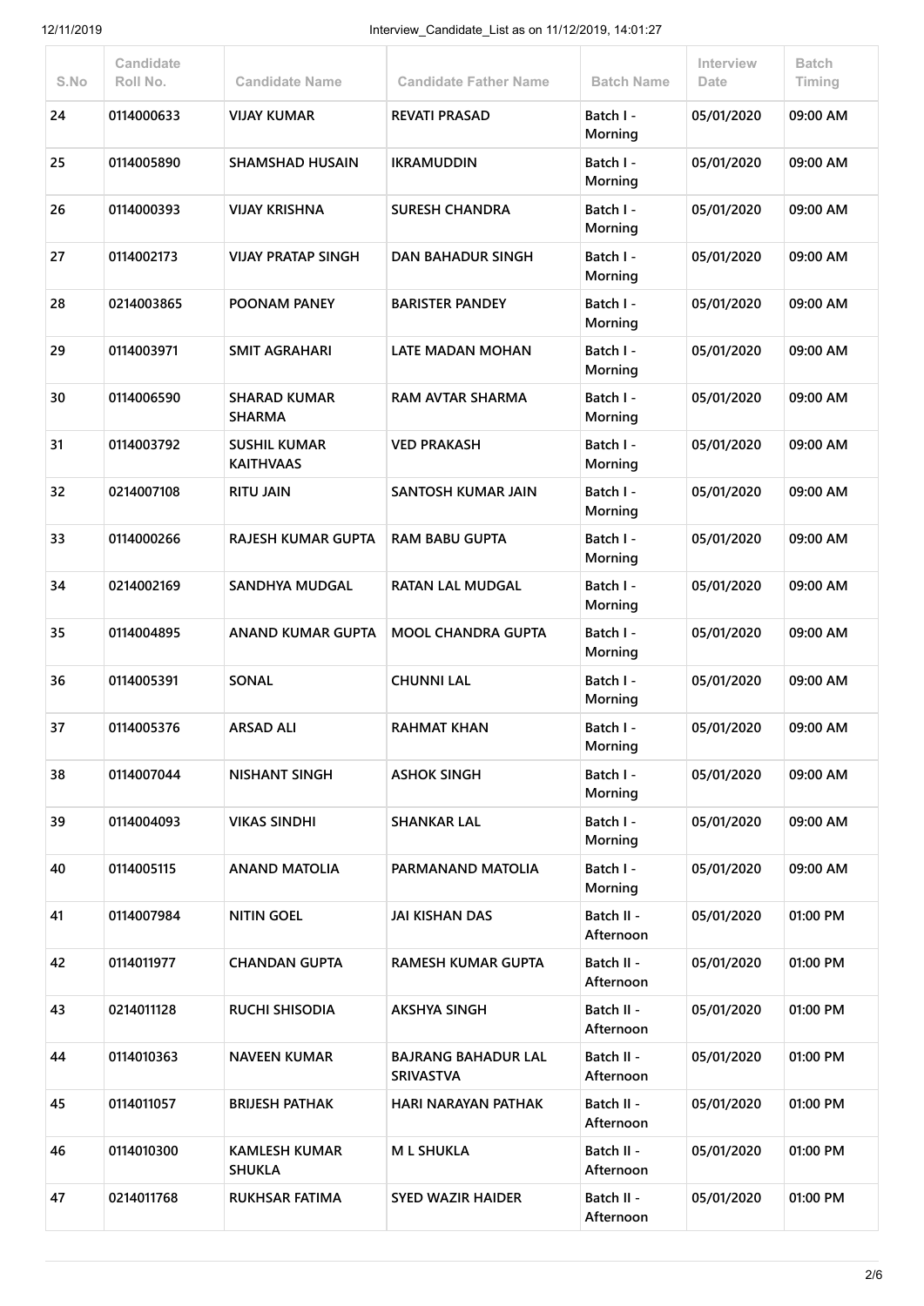| S.No | Candidate Roll No. | Candidate Name | Candidate Father Name | Batch Name | Interview Date | Batch Timing |
|---|---|---|---|---|---|---|
| 24 | 0114000633 | VIJAY KUMAR | REVATI PRASAD | Batch I - Morning | 05/01/2020 | 09:00 AM |
| 25 | 0114005890 | SHAMSHAD HUSAIN | IKRAMUDDIN | Batch I - Morning | 05/01/2020 | 09:00 AM |
| 26 | 0114000393 | VIJAY KRISHNA | SURESH CHANDRA | Batch I - Morning | 05/01/2020 | 09:00 AM |
| 27 | 0114002173 | VIJAY PRATAP SINGH | DAN BAHADUR SINGH | Batch I - Morning | 05/01/2020 | 09:00 AM |
| 28 | 0214003865 | POONAM PANEY | BARISTER PANDEY | Batch I - Morning | 05/01/2020 | 09:00 AM |
| 29 | 0114003971 | SMIT AGRAHARI | LATE MADAN MOHAN | Batch I - Morning | 05/01/2020 | 09:00 AM |
| 30 | 0114006590 | SHARAD KUMAR SHARMA | RAM AVTAR SHARMA | Batch I - Morning | 05/01/2020 | 09:00 AM |
| 31 | 0114003792 | SUSHIL KUMAR KAITHVAAS | VED PRAKASH | Batch I - Morning | 05/01/2020 | 09:00 AM |
| 32 | 0214007108 | RITU JAIN | SANTOSH KUMAR JAIN | Batch I - Morning | 05/01/2020 | 09:00 AM |
| 33 | 0114000266 | RAJESH KUMAR GUPTA | RAM BABU GUPTA | Batch I - Morning | 05/01/2020 | 09:00 AM |
| 34 | 0214002169 | SANDHYA MUDGAL | RATAN LAL MUDGAL | Batch I - Morning | 05/01/2020 | 09:00 AM |
| 35 | 0114004895 | ANAND KUMAR GUPTA | MOOL CHANDRA GUPTA | Batch I - Morning | 05/01/2020 | 09:00 AM |
| 36 | 0114005391 | SONAL | CHUNNI LAL | Batch I - Morning | 05/01/2020 | 09:00 AM |
| 37 | 0114005376 | ARSAD ALI | RAHMAT KHAN | Batch I - Morning | 05/01/2020 | 09:00 AM |
| 38 | 0114007044 | NISHANT SINGH | ASHOK SINGH | Batch I - Morning | 05/01/2020 | 09:00 AM |
| 39 | 0114004093 | VIKAS SINDHI | SHANKAR LAL | Batch I - Morning | 05/01/2020 | 09:00 AM |
| 40 | 0114005115 | ANAND MATOLIA | PARMANAND MATOLIA | Batch I - Morning | 05/01/2020 | 09:00 AM |
| 41 | 0114007984 | NITIN GOEL | JAI KISHAN DAS | Batch II - Afternoon | 05/01/2020 | 01:00 PM |
| 42 | 0114011977 | CHANDAN GUPTA | RAMESH KUMAR GUPTA | Batch II - Afternoon | 05/01/2020 | 01:00 PM |
| 43 | 0214011128 | RUCHI SHISODIA | AKSHYA SINGH | Batch II - Afternoon | 05/01/2020 | 01:00 PM |
| 44 | 0114010363 | NAVEEN KUMAR | BAJRANG BAHADUR LAL SRIVASTVA | Batch II - Afternoon | 05/01/2020 | 01:00 PM |
| 45 | 0114011057 | BRIJESH PATHAK | HARI NARAYAN PATHAK | Batch II - Afternoon | 05/01/2020 | 01:00 PM |
| 46 | 0114010300 | KAMLESH KUMAR SHUKLA | M L SHUKLA | Batch II - Afternoon | 05/01/2020 | 01:00 PM |
| 47 | 0214011768 | RUKHSAR FATIMA | SYED WAZIR HAIDER | Batch II - Afternoon | 05/01/2020 | 01:00 PM |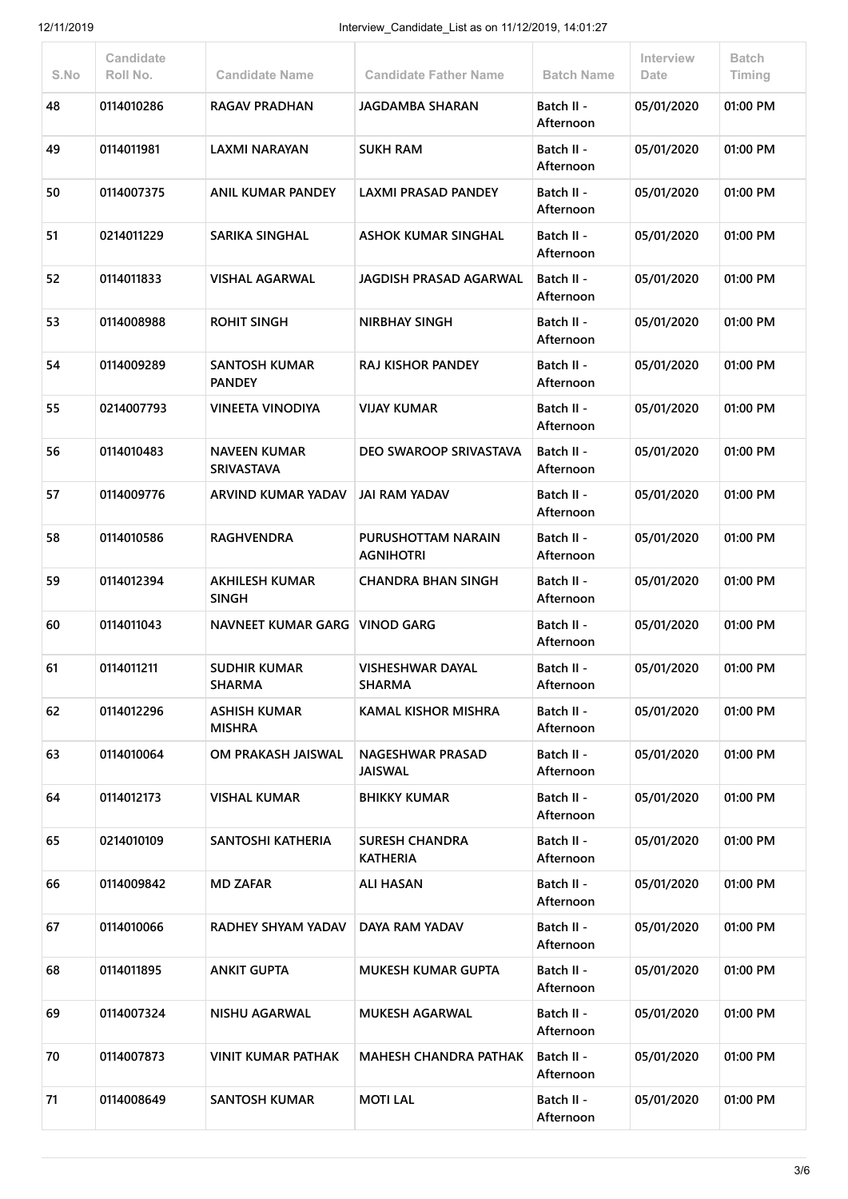| S.No | Candidate Roll No. | Candidate Name | Candidate Father Name | Batch Name | Interview Date | Batch Timing |
|---|---|---|---|---|---|---|
| 48 | 0114010286 | RAGAV PRADHAN | JAGDAMBA SHARAN | Batch II - Afternoon | 05/01/2020 | 01:00 PM |
| 49 | 0114011981 | LAXMI NARAYAN | SUKH RAM | Batch II - Afternoon | 05/01/2020 | 01:00 PM |
| 50 | 0114007375 | ANIL KUMAR PANDEY | LAXMI PRASAD PANDEY | Batch II - Afternoon | 05/01/2020 | 01:00 PM |
| 51 | 0214011229 | SARIKA SINGHAL | ASHOK KUMAR SINGHAL | Batch II - Afternoon | 05/01/2020 | 01:00 PM |
| 52 | 0114011833 | VISHAL AGARWAL | JAGDISH PRASAD AGARWAL | Batch II - Afternoon | 05/01/2020 | 01:00 PM |
| 53 | 0114008988 | ROHIT SINGH | NIRBHAY SINGH | Batch II - Afternoon | 05/01/2020 | 01:00 PM |
| 54 | 0114009289 | SANTOSH KUMAR PANDEY | RAJ KISHOR PANDEY | Batch II - Afternoon | 05/01/2020 | 01:00 PM |
| 55 | 0214007793 | VINEETA VINODIYA | VIJAY KUMAR | Batch II - Afternoon | 05/01/2020 | 01:00 PM |
| 56 | 0114010483 | NAVEEN KUMAR SRIVASTAVA | DEO SWAROOP SRIVASTAVA | Batch II - Afternoon | 05/01/2020 | 01:00 PM |
| 57 | 0114009776 | ARVIND KUMAR YADAV | JAI RAM YADAV | Batch II - Afternoon | 05/01/2020 | 01:00 PM |
| 58 | 0114010586 | RAGHVENDRA | PURUSHOTTAM NARAIN AGNIHOTRI | Batch II - Afternoon | 05/01/2020 | 01:00 PM |
| 59 | 0114012394 | AKHILESH KUMAR SINGH | CHANDRA BHAN SINGH | Batch II - Afternoon | 05/01/2020 | 01:00 PM |
| 60 | 0114011043 | NAVNEET KUMAR GARG | VINOD GARG | Batch II - Afternoon | 05/01/2020 | 01:00 PM |
| 61 | 0114011211 | SUDHIR KUMAR SHARMA | VISHESHWAR DAYAL SHARMA | Batch II - Afternoon | 05/01/2020 | 01:00 PM |
| 62 | 0114012296 | ASHISH KUMAR MISHRA | KAMAL KISHOR MISHRA | Batch II - Afternoon | 05/01/2020 | 01:00 PM |
| 63 | 0114010064 | OM PRAKASH JAISWAL | NAGESHWAR PRASAD JAISWAL | Batch II - Afternoon | 05/01/2020 | 01:00 PM |
| 64 | 0114012173 | VISHAL KUMAR | BHIKKY KUMAR | Batch II - Afternoon | 05/01/2020 | 01:00 PM |
| 65 | 0214010109 | SANTOSHI KATHERIA | SURESH CHANDRA KATHERIA | Batch II - Afternoon | 05/01/2020 | 01:00 PM |
| 66 | 0114009842 | MD ZAFAR | ALI HASAN | Batch II - Afternoon | 05/01/2020 | 01:00 PM |
| 67 | 0114010066 | RADHEY SHYAM YADAV | DAYA RAM YADAV | Batch II - Afternoon | 05/01/2020 | 01:00 PM |
| 68 | 0114011895 | ANKIT GUPTA | MUKESH KUMAR GUPTA | Batch II - Afternoon | 05/01/2020 | 01:00 PM |
| 69 | 0114007324 | NISHU AGARWAL | MUKESH AGARWAL | Batch II - Afternoon | 05/01/2020 | 01:00 PM |
| 70 | 0114007873 | VINIT KUMAR PATHAK | MAHESH CHANDRA PATHAK | Batch II - Afternoon | 05/01/2020 | 01:00 PM |
| 71 | 0114008649 | SANTOSH KUMAR | MOTI LAL | Batch II - Afternoon | 05/01/2020 | 01:00 PM |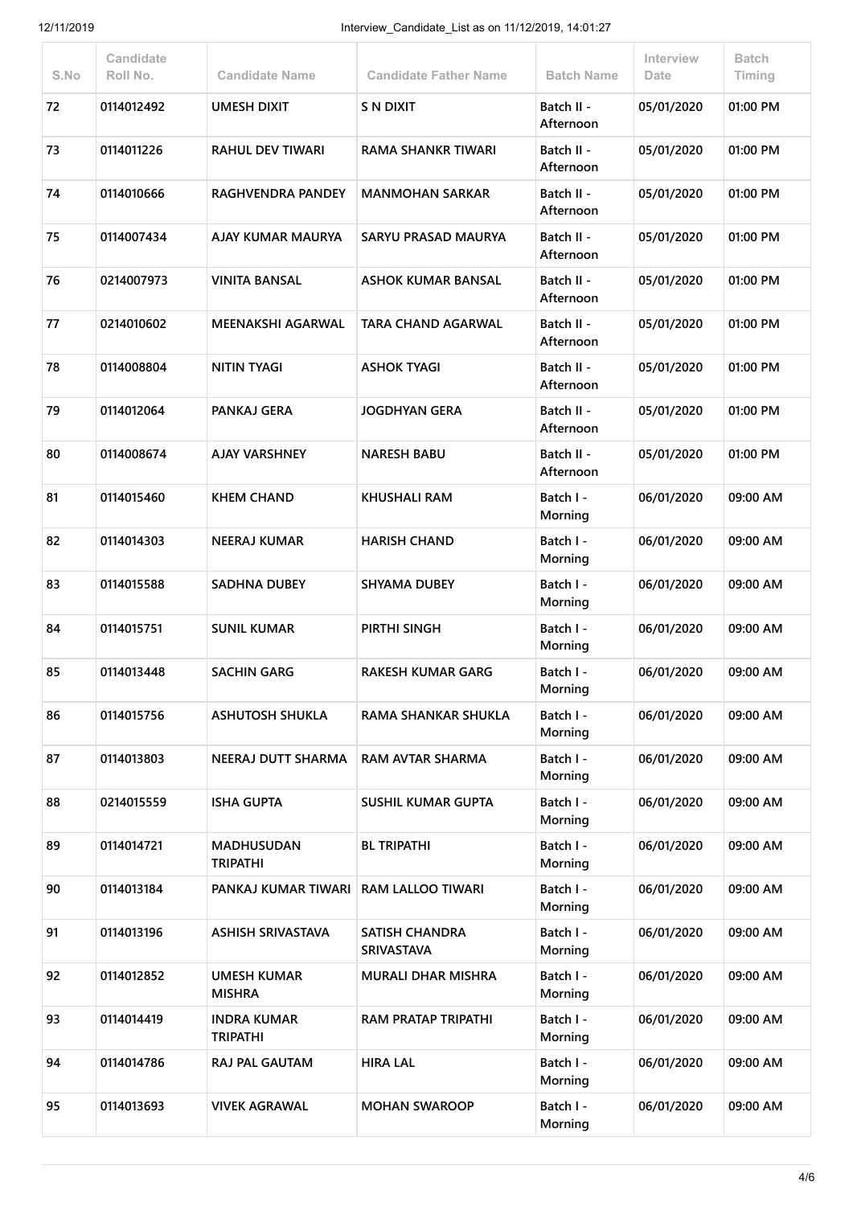| S.No | Candidate Roll No. | Candidate Name | Candidate Father Name | Batch Name | Interview Date | Batch Timing |
|---|---|---|---|---|---|---|
| 72 | 0114012492 | UMESH DIXIT | S N DIXIT | Batch II - Afternoon | 05/01/2020 | 01:00 PM |
| 73 | 0114011226 | RAHUL DEV TIWARI | RAMA SHANKR TIWARI | Batch II - Afternoon | 05/01/2020 | 01:00 PM |
| 74 | 0114010666 | RAGHVENDRA PANDEY | MANMOHAN SARKAR | Batch II - Afternoon | 05/01/2020 | 01:00 PM |
| 75 | 0114007434 | AJAY KUMAR MAURYA | SARYU PRASAD MAURYA | Batch II - Afternoon | 05/01/2020 | 01:00 PM |
| 76 | 0214007973 | VINITA BANSAL | ASHOK KUMAR BANSAL | Batch II - Afternoon | 05/01/2020 | 01:00 PM |
| 77 | 0214010602 | MEENAKSHI AGARWAL | TARA CHAND AGARWAL | Batch II - Afternoon | 05/01/2020 | 01:00 PM |
| 78 | 0114008804 | NITIN TYAGI | ASHOK TYAGI | Batch II - Afternoon | 05/01/2020 | 01:00 PM |
| 79 | 0114012064 | PANKAJ GERA | JOGDHYAN GERA | Batch II - Afternoon | 05/01/2020 | 01:00 PM |
| 80 | 0114008674 | AJAY VARSHNEY | NARESH BABU | Batch II - Afternoon | 05/01/2020 | 01:00 PM |
| 81 | 0114015460 | KHEM CHAND | KHUSHALI RAM | Batch I - Morning | 06/01/2020 | 09:00 AM |
| 82 | 0114014303 | NEERAJ KUMAR | HARISH CHAND | Batch I - Morning | 06/01/2020 | 09:00 AM |
| 83 | 0114015588 | SADHNA DUBEY | SHYAMA DUBEY | Batch I - Morning | 06/01/2020 | 09:00 AM |
| 84 | 0114015751 | SUNIL KUMAR | PIRTHI SINGH | Batch I - Morning | 06/01/2020 | 09:00 AM |
| 85 | 0114013448 | SACHIN GARG | RAKESH KUMAR GARG | Batch I - Morning | 06/01/2020 | 09:00 AM |
| 86 | 0114015756 | ASHUTOSH SHUKLA | RAMA SHANKAR SHUKLA | Batch I - Morning | 06/01/2020 | 09:00 AM |
| 87 | 0114013803 | NEERAJ DUTT SHARMA | RAM AVTAR SHARMA | Batch I - Morning | 06/01/2020 | 09:00 AM |
| 88 | 0214015559 | ISHA GUPTA | SUSHIL KUMAR GUPTA | Batch I - Morning | 06/01/2020 | 09:00 AM |
| 89 | 0114014721 | MADHUSUDAN TRIPATHI | BL TRIPATHI | Batch I - Morning | 06/01/2020 | 09:00 AM |
| 90 | 0114013184 | PANKAJ KUMAR TIWARI | RAM LALLOO TIWARI | Batch I - Morning | 06/01/2020 | 09:00 AM |
| 91 | 0114013196 | ASHISH SRIVASTAVA | SATISH CHANDRA SRIVASTAVA | Batch I - Morning | 06/01/2020 | 09:00 AM |
| 92 | 0114012852 | UMESH KUMAR MISHRA | MURALI DHAR MISHRA | Batch I - Morning | 06/01/2020 | 09:00 AM |
| 93 | 0114014419 | INDRA KUMAR TRIPATHI | RAM PRATAP TRIPATHI | Batch I - Morning | 06/01/2020 | 09:00 AM |
| 94 | 0114014786 | RAJ PAL GAUTAM | HIRA LAL | Batch I - Morning | 06/01/2020 | 09:00 AM |
| 95 | 0114013693 | VIVEK AGRAWAL | MOHAN SWAROOP | Batch I - Morning | 06/01/2020 | 09:00 AM |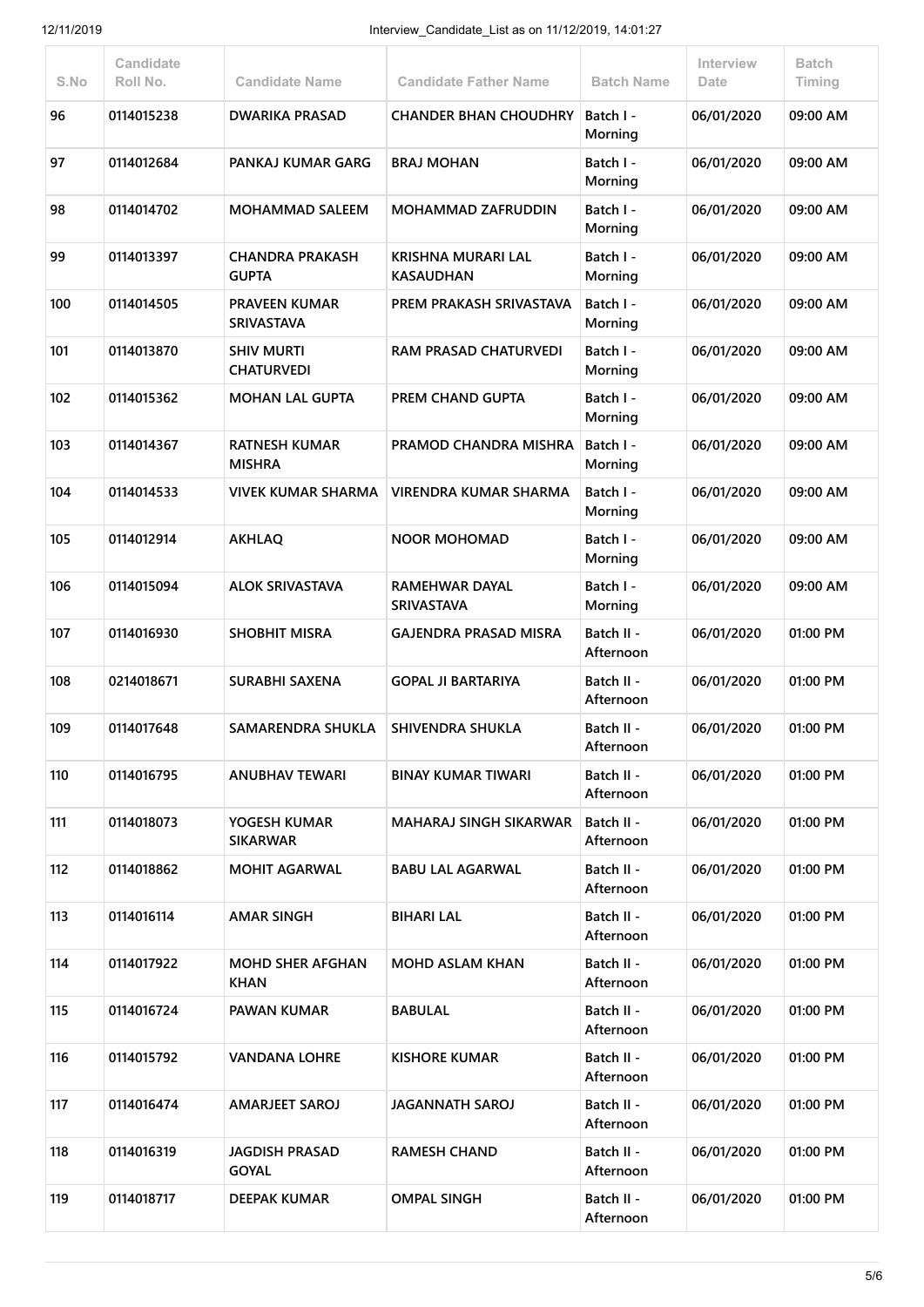| S.No | Candidate Roll No. | Candidate Name | Candidate Father Name | Batch Name | Interview Date | Batch Timing |
|---|---|---|---|---|---|---|
| 96 | 0114015238 | DWARIKA PRASAD | CHANDER BHAN CHOUDHRY | Batch I - Morning | 06/01/2020 | 09:00 AM |
| 97 | 0114012684 | PANKAJ KUMAR GARG | BRAJ MOHAN | Batch I - Morning | 06/01/2020 | 09:00 AM |
| 98 | 0114014702 | MOHAMMAD SALEEM | MOHAMMAD ZAFRUDDIN | Batch I - Morning | 06/01/2020 | 09:00 AM |
| 99 | 0114013397 | CHANDRA PRAKASH GUPTA | KRISHNA MURARI LAL KASAUDHAN | Batch I - Morning | 06/01/2020 | 09:00 AM |
| 100 | 0114014505 | PRAVEEN KUMAR SRIVASTAVA | PREM PRAKASH SRIVASTAVA | Batch I - Morning | 06/01/2020 | 09:00 AM |
| 101 | 0114013870 | SHIV MURTI CHATURVEDI | RAM PRASAD CHATURVEDI | Batch I - Morning | 06/01/2020 | 09:00 AM |
| 102 | 0114015362 | MOHAN LAL GUPTA | PREM CHAND GUPTA | Batch I - Morning | 06/01/2020 | 09:00 AM |
| 103 | 0114014367 | RATNESH KUMAR MISHRA | PRAMOD CHANDRA MISHRA | Batch I - Morning | 06/01/2020 | 09:00 AM |
| 104 | 0114014533 | VIVEK KUMAR SHARMA | VIRENDRA KUMAR SHARMA | Batch I - Morning | 06/01/2020 | 09:00 AM |
| 105 | 0114012914 | AKHLAQ | NOOR MOHOMAD | Batch I - Morning | 06/01/2020 | 09:00 AM |
| 106 | 0114015094 | ALOK SRIVASTAVA | RAMEHWAR DAYAL SRIVASTAVA | Batch I - Morning | 06/01/2020 | 09:00 AM |
| 107 | 0114016930 | SHOBHIT MISRA | GAJENDRA PRASAD MISRA | Batch II - Afternoon | 06/01/2020 | 01:00 PM |
| 108 | 0214018671 | SURABHI SAXENA | GOPAL JI BARTARIYA | Batch II - Afternoon | 06/01/2020 | 01:00 PM |
| 109 | 0114017648 | SAMARENDRA SHUKLA | SHIVENDRA SHUKLA | Batch II - Afternoon | 06/01/2020 | 01:00 PM |
| 110 | 0114016795 | ANUBHAV TEWARI | BINAY KUMAR TIWARI | Batch II - Afternoon | 06/01/2020 | 01:00 PM |
| 111 | 0114018073 | YOGESH KUMAR SIKARWAR | MAHARAJ SINGH SIKARWAR | Batch II - Afternoon | 06/01/2020 | 01:00 PM |
| 112 | 0114018862 | MOHIT AGARWAL | BABU LAL AGARWAL | Batch II - Afternoon | 06/01/2020 | 01:00 PM |
| 113 | 0114016114 | AMAR SINGH | BIHARI LAL | Batch II - Afternoon | 06/01/2020 | 01:00 PM |
| 114 | 0114017922 | MOHD SHER AFGHAN KHAN | MOHD ASLAM KHAN | Batch II - Afternoon | 06/01/2020 | 01:00 PM |
| 115 | 0114016724 | PAWAN KUMAR | BABULAL | Batch II - Afternoon | 06/01/2020 | 01:00 PM |
| 116 | 0114015792 | VANDANA LOHRE | KISHORE KUMAR | Batch II - Afternoon | 06/01/2020 | 01:00 PM |
| 117 | 0114016474 | AMARJEET SAROJ | JAGANNATH SAROJ | Batch II - Afternoon | 06/01/2020 | 01:00 PM |
| 118 | 0114016319 | JAGDISH PRASAD GOYAL | RAMESH CHAND | Batch II - Afternoon | 06/01/2020 | 01:00 PM |
| 119 | 0114018717 | DEEPAK KUMAR | OMPAL SINGH | Batch II - Afternoon | 06/01/2020 | 01:00 PM |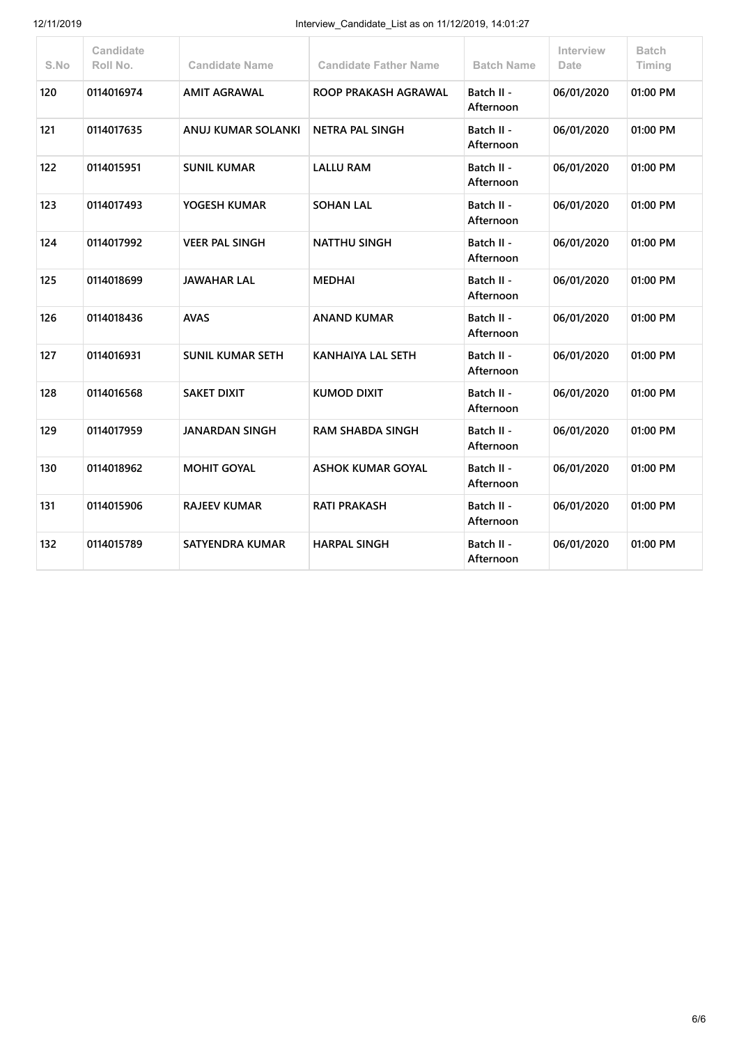| S.No | Candidate Roll No. | Candidate Name | Candidate Father Name | Batch Name | Interview Date | Batch Timing |
|---|---|---|---|---|---|---|
| 120 | 0114016974 | AMIT AGRAWAL | ROOP PRAKASH AGRAWAL | Batch II - Afternoon | 06/01/2020 | 01:00 PM |
| 121 | 0114017635 | ANUJ KUMAR SOLANKI | NETRA PAL SINGH | Batch II - Afternoon | 06/01/2020 | 01:00 PM |
| 122 | 0114015951 | SUNIL KUMAR | LALLU RAM | Batch II - Afternoon | 06/01/2020 | 01:00 PM |
| 123 | 0114017493 | YOGESH KUMAR | SOHAN LAL | Batch II - Afternoon | 06/01/2020 | 01:00 PM |
| 124 | 0114017992 | VEER PAL SINGH | NATTHU SINGH | Batch II - Afternoon | 06/01/2020 | 01:00 PM |
| 125 | 0114018699 | JAWAHAR LAL | MEDHAI | Batch II - Afternoon | 06/01/2020 | 01:00 PM |
| 126 | 0114018436 | AVAS | ANAND KUMAR | Batch II - Afternoon | 06/01/2020 | 01:00 PM |
| 127 | 0114016931 | SUNIL KUMAR SETH | KANHAIYA LAL SETH | Batch II - Afternoon | 06/01/2020 | 01:00 PM |
| 128 | 0114016568 | SAKET DIXIT | KUMOD DIXIT | Batch II - Afternoon | 06/01/2020 | 01:00 PM |
| 129 | 0114017959 | JANARDAN SINGH | RAM SHABDA SINGH | Batch II - Afternoon | 06/01/2020 | 01:00 PM |
| 130 | 0114018962 | MOHIT GOYAL | ASHOK KUMAR GOYAL | Batch II - Afternoon | 06/01/2020 | 01:00 PM |
| 131 | 0114015906 | RAJEEV KUMAR | RATI PRAKASH | Batch II - Afternoon | 06/01/2020 | 01:00 PM |
| 132 | 0114015789 | SATYENDRA KUMAR | HARPAL SINGH | Batch II - Afternoon | 06/01/2020 | 01:00 PM |